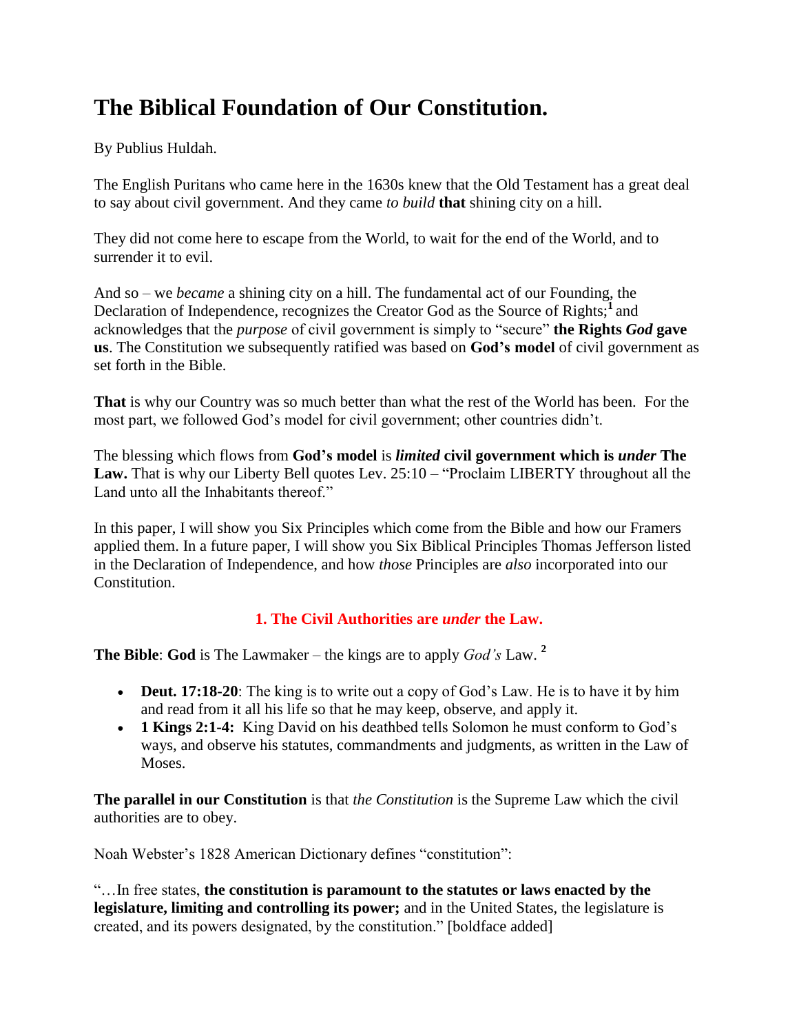# The Biblical Foundation of Our Constitution.

By Publius Huldah.

The English Puritans who came here in the 1630s knew that the Old Testament has a great deal to say about civil government. And they came *to build* **that** shining city on a hill.

They did not come here to escape from the World, to wait for the end of the World, and to surrender it to evil.

And so – we *became* a shining city on a hill. The fundamental act of our Founding, the Declaration of Independence, recognizes the Creator God as the Source of Rights;[1] and acknowledges that the *purpose* of civil government is simply to "secure" **the Rights *God* gave us**. The Constitution we subsequently ratified was based on **God's model** of civil government as set forth in the Bible.

**That** is why our Country was so much better than what the rest of the World has been. For the most part, we followed God's model for civil government; other countries didn't.

The blessing which flows from **God's model** is ***limited* civil government which is *under* The Law.** That is why our Liberty Bell quotes Lev. 25:10 – "Proclaim LIBERTY throughout all the Land unto all the Inhabitants thereof."

In this paper, I will show you Six Principles which come from the Bible and how our Framers applied them. In a future paper, I will show you Six Biblical Principles Thomas Jefferson listed in the Declaration of Independence, and how *those* Principles are *also* incorporated into our Constitution.

## 1. The Civil Authorities are *under* the Law.

**The Bible**: **God** is The Lawmaker – the kings are to apply *God's* Law. [2]

- **Deut. 17:18-20**: The king is to write out a copy of God's Law. He is to have it by him and read from it all his life so that he may keep, observe, and apply it.
- **1 Kings 2:1-4:** King David on his deathbed tells Solomon he must conform to God's ways, and observe his statutes, commandments and judgments, as written in the Law of Moses.

**The parallel in our Constitution** is that *the Constitution* is the Supreme Law which the civil authorities are to obey.

Noah Webster's 1828 American Dictionary defines "constitution":

"…In free states, **the constitution is paramount to the statutes or laws enacted by the legislature, limiting and controlling its power;** and in the United States, the legislature is created, and its powers designated, by the constitution." [boldface added]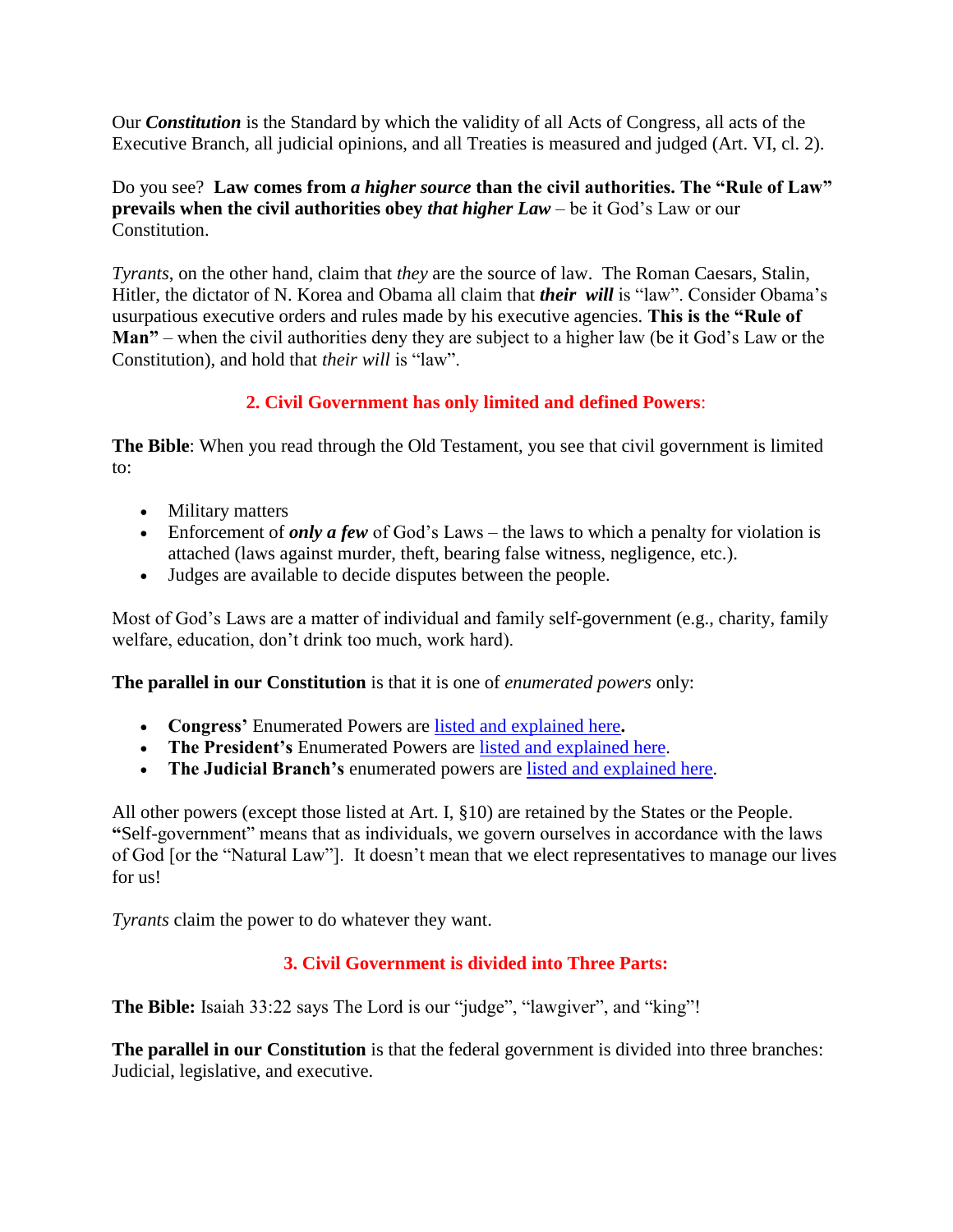Our ***Constitution*** is the Standard by which the validity of all Acts of Congress, all acts of the Executive Branch, all judicial opinions, and all Treaties is measured and judged (Art. VI, cl. 2).

Do you see? **Law comes from *a higher source* than the civil authorities. The "Rule of Law" prevails when the civil authorities obey *that higher Law*** – be it God's Law or our Constitution.

*Tyrants*, on the other hand, claim that *they* are the source of law. The Roman Caesars, Stalin, Hitler, the dictator of N. Korea and Obama all claim that ***their will*** is "law". Consider Obama's usurpatious executive orders and rules made by his executive agencies. **This is the "Rule of Man"** – when the civil authorities deny they are subject to a higher law (be it God's Law or the Constitution), and hold that *their will* is "law".

## 2. Civil Government has only limited and defined Powers:

**The Bible**: When you read through the Old Testament, you see that civil government is limited to:

- Military matters
- Enforcement of ***only a few*** of God's Laws – the laws to which a penalty for violation is attached (laws against murder, theft, bearing false witness, negligence, etc.).
- Judges are available to decide disputes between the people.

Most of God's Laws are a matter of individual and family self-government (e.g., charity, family welfare, education, don't drink too much, work hard).

**The parallel in our Constitution** is that it is one of *enumerated powers* only:

- **Congress'** Enumerated Powers are listed and explained here**.**
- **The President's** Enumerated Powers are listed and explained here.
- **The Judicial Branch's** enumerated powers are listed and explained here.

All other powers (except those listed at Art. I, §10) are retained by the States or the People. **"**Self-government" means that as individuals, we govern ourselves in accordance with the laws of God [or the "Natural Law"]. It doesn't mean that we elect representatives to manage our lives for us!

*Tyrants* claim the power to do whatever they want.

## 3. Civil Government is divided into Three Parts:

**The Bible:** Isaiah 33:22 says The Lord is our "judge", "lawgiver", and "king"!

**The parallel in our Constitution** is that the federal government is divided into three branches: Judicial, legislative, and executive.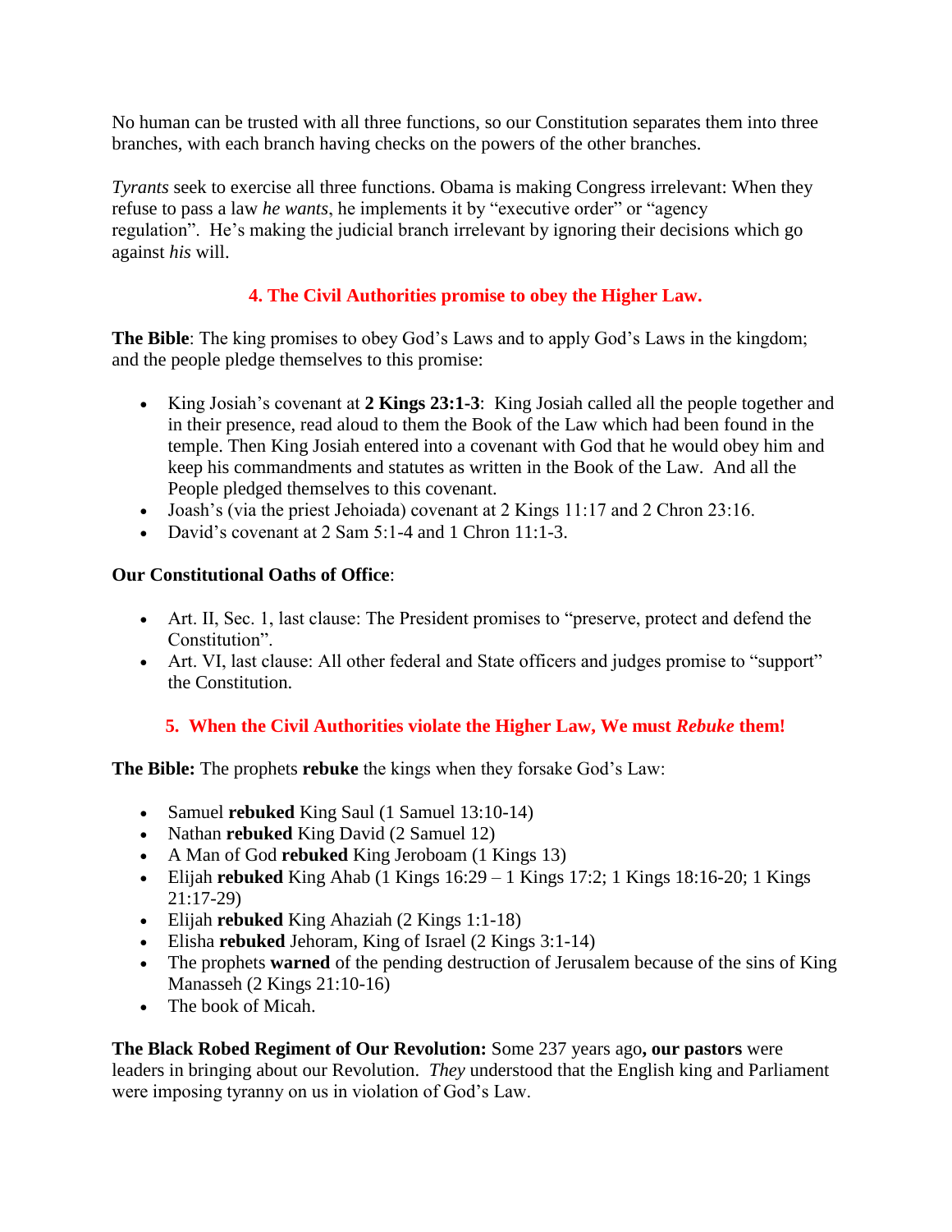No human can be trusted with all three functions, so our Constitution separates them into three branches, with each branch having checks on the powers of the other branches.

*Tyrants* seek to exercise all three functions. Obama is making Congress irrelevant: When they refuse to pass a law *he wants*, he implements it by "executive order" or "agency regulation". He's making the judicial branch irrelevant by ignoring their decisions which go against *his* will.

### 4. The Civil Authorities promise to obey the Higher Law.

**The Bible**: The king promises to obey God's Laws and to apply God's Laws in the kingdom; and the people pledge themselves to this promise:

- King Josiah's covenant at **2 Kings 23:1-3**: King Josiah called all the people together and in their presence, read aloud to them the Book of the Law which had been found in the temple. Then King Josiah entered into a covenant with God that he would obey him and keep his commandments and statutes as written in the Book of the Law. And all the People pledged themselves to this covenant.
- Joash's (via the priest Jehoiada) covenant at 2 Kings 11:17 and 2 Chron 23:16.
- David's covenant at 2 Sam 5:1-4 and 1 Chron 11:1-3.

**Our Constitutional Oaths of Office**:

- Art. II, Sec. 1, last clause: The President promises to "preserve, protect and defend the Constitution".
- Art. VI, last clause: All other federal and State officers and judges promise to "support" the Constitution.

### 5. When the Civil Authorities violate the Higher Law, We must *Rebuke* them!

**The Bible:** The prophets **rebuke** the kings when they forsake God's Law:

- Samuel **rebuked** King Saul (1 Samuel 13:10-14)
- Nathan **rebuked** King David (2 Samuel 12)
- A Man of God **rebuked** King Jeroboam (1 Kings 13)
- Elijah **rebuked** King Ahab (1 Kings 16:29 – 1 Kings 17:2; 1 Kings 18:16-20; 1 Kings 21:17-29)
- Elijah **rebuked** King Ahaziah (2 Kings 1:1-18)
- Elisha **rebuked** Jehoram, King of Israel (2 Kings 3:1-14)
- The prophets **warned** of the pending destruction of Jerusalem because of the sins of King Manasseh (2 Kings 21:10-16)
- The book of Micah.

**The Black Robed Regiment of Our Revolution:** Some 237 years ago**, our pastors** were leaders in bringing about our Revolution. *They* understood that the English king and Parliament were imposing tyranny on us in violation of God's Law.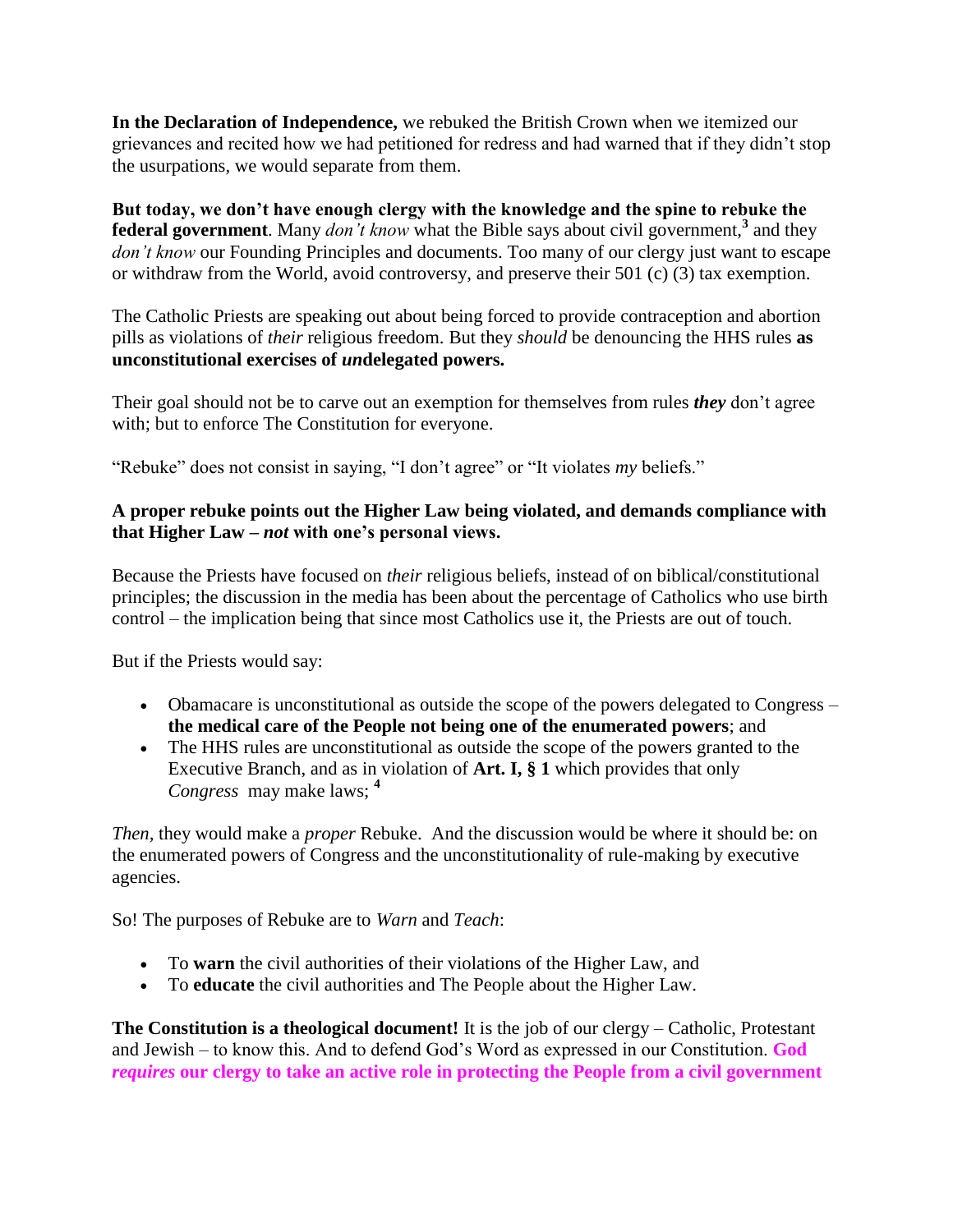**In the Declaration of Independence,** we rebuked the British Crown when we itemized our grievances and recited how we had petitioned for redress and had warned that if they didn't stop the usurpations, we would separate from them.

**But today, we don't have enough clergy with the knowledge and the spine to rebuke the federal government**. Many *don't know* what the Bible says about civil government,[3] and they *don't know* our Founding Principles and documents. Too many of our clergy just want to escape or withdraw from the World, avoid controversy, and preserve their 501 (c) (3) tax exemption.

The Catholic Priests are speaking out about being forced to provide contraception and abortion pills as violations of *their* religious freedom. But they *should* be denouncing the HHS rules **as unconstitutional exercises of *un*delegated powers.**

Their goal should not be to carve out an exemption for themselves from rules ***they*** don't agree with; but to enforce The Constitution for everyone.

"Rebuke" does not consist in saying, "I don't agree" or "It violates *my* beliefs."

**A proper rebuke points out the Higher Law being violated, and demands compliance with that Higher Law – *not* with one's personal views.**

Because the Priests have focused on *their* religious beliefs, instead of on biblical/constitutional principles; the discussion in the media has been about the percentage of Catholics who use birth control – the implication being that since most Catholics use it, the Priests are out of touch.

But if the Priests would say:

- Obamacare is unconstitutional as outside the scope of the powers delegated to Congress – **the medical care of the People not being one of the enumerated powers**; and
- The HHS rules are unconstitutional as outside the scope of the powers granted to the Executive Branch, and as in violation of **Art. I, § 1** which provides that only *Congress* may make laws; [4]

*Then,* they would make a *proper* Rebuke. And the discussion would be where it should be: on the enumerated powers of Congress and the unconstitutionality of rule-making by executive agencies.

So! The purposes of Rebuke are to *Warn* and *Teach*:

- To **warn** the civil authorities of their violations of the Higher Law, and
- To **educate** the civil authorities and The People about the Higher Law.

**The Constitution is a theological document!** It is the job of our clergy – Catholic, Protestant and Jewish – to know this. And to defend God's Word as expressed in our Constitution. **God *requires* our clergy to take an active role in protecting the People from a civil government**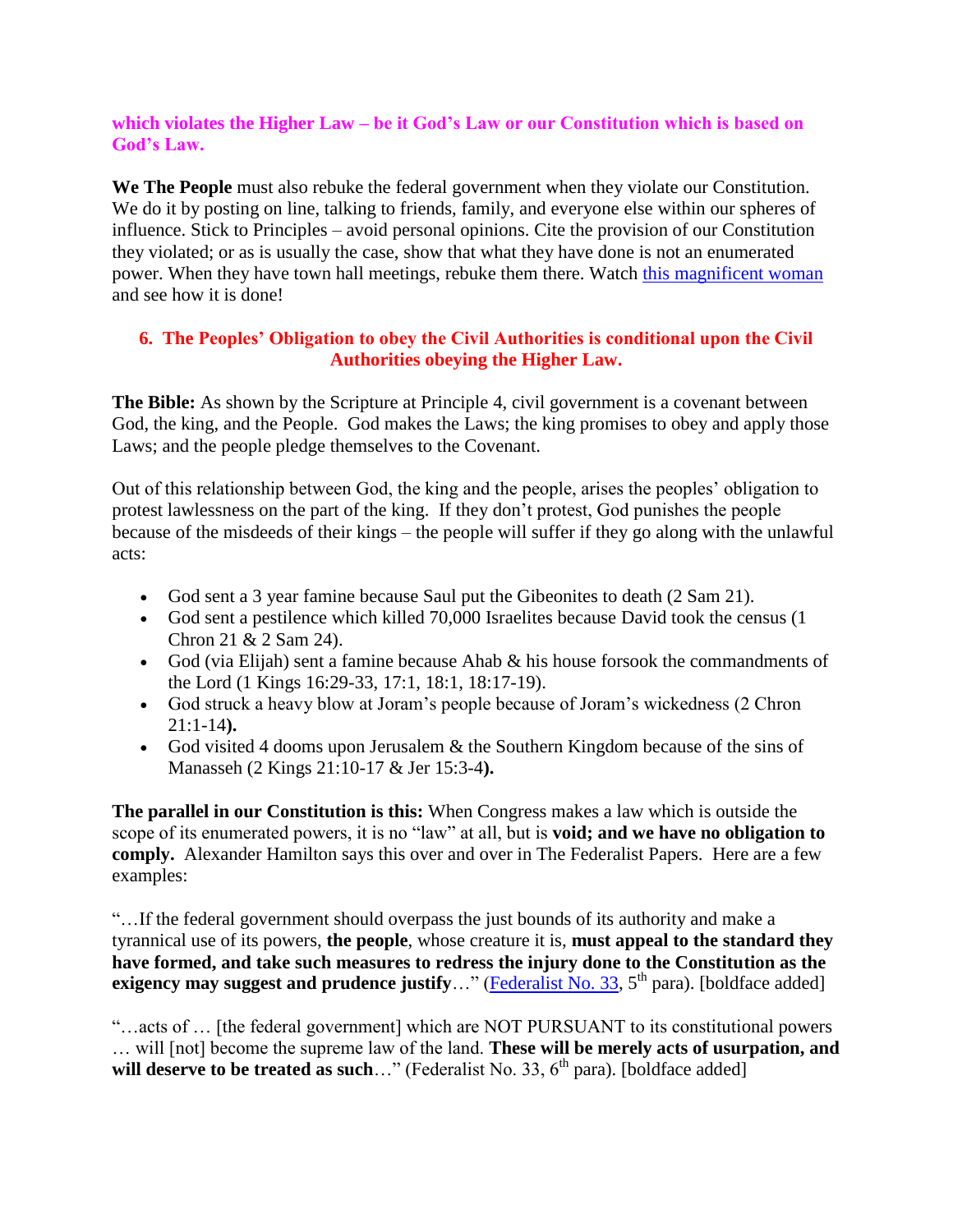**which violates the Higher Law – be it God's Law or our Constitution which is based on God's Law.**

**We The People** must also rebuke the federal government when they violate our Constitution. We do it by posting on line, talking to friends, family, and everyone else within our spheres of influence. Stick to Principles – avoid personal opinions. Cite the provision of our Constitution they violated; or as is usually the case, show that what they have done is not an enumerated power. When they have town hall meetings, rebuke them there. Watch this magnificent woman and see how it is done!

### 6. The Peoples' Obligation to obey the Civil Authorities is conditional upon the Civil Authorities obeying the Higher Law.

**The Bible:** As shown by the Scripture at Principle 4, civil government is a covenant between God, the king, and the People. God makes the Laws; the king promises to obey and apply those Laws; and the people pledge themselves to the Covenant.

Out of this relationship between God, the king and the people, arises the peoples' obligation to protest lawlessness on the part of the king. If they don't protest, God punishes the people because of the misdeeds of their kings – the people will suffer if they go along with the unlawful acts:

- God sent a 3 year famine because Saul put the Gibeonites to death (2 Sam 21).
- God sent a pestilence which killed 70,000 Israelites because David took the census (1 Chron 21 & 2 Sam 24).
- God (via Elijah) sent a famine because Ahab & his house forsook the commandments of the Lord (1 Kings 16:29-33, 17:1, 18:1, 18:17-19).
- God struck a heavy blow at Joram's people because of Joram's wickedness (2 Chron 21:1-14**).**
- God visited 4 dooms upon Jerusalem & the Southern Kingdom because of the sins of Manasseh (2 Kings 21:10-17 & Jer 15:3-4**).**

**The parallel in our Constitution is this:** When Congress makes a law which is outside the scope of its enumerated powers, it is no "law" at all, but is **void; and we have no obligation to comply.** Alexander Hamilton says this over and over in The Federalist Papers. Here are a few examples:

"…If the federal government should overpass the just bounds of its authority and make a tyrannical use of its powers, **the people**, whose creature it is, **must appeal to the standard they have formed, and take such measures to redress the injury done to the Constitution as the exigency may suggest and prudence justify**…" (Federalist No. 33, 5th para). [boldface added]

"…acts of … [the federal government] which are NOT PURSUANT to its constitutional powers … will [not] become the supreme law of the land. **These will be merely acts of usurpation, and will deserve to be treated as such**…" (Federalist No. 33, 6th para). [boldface added]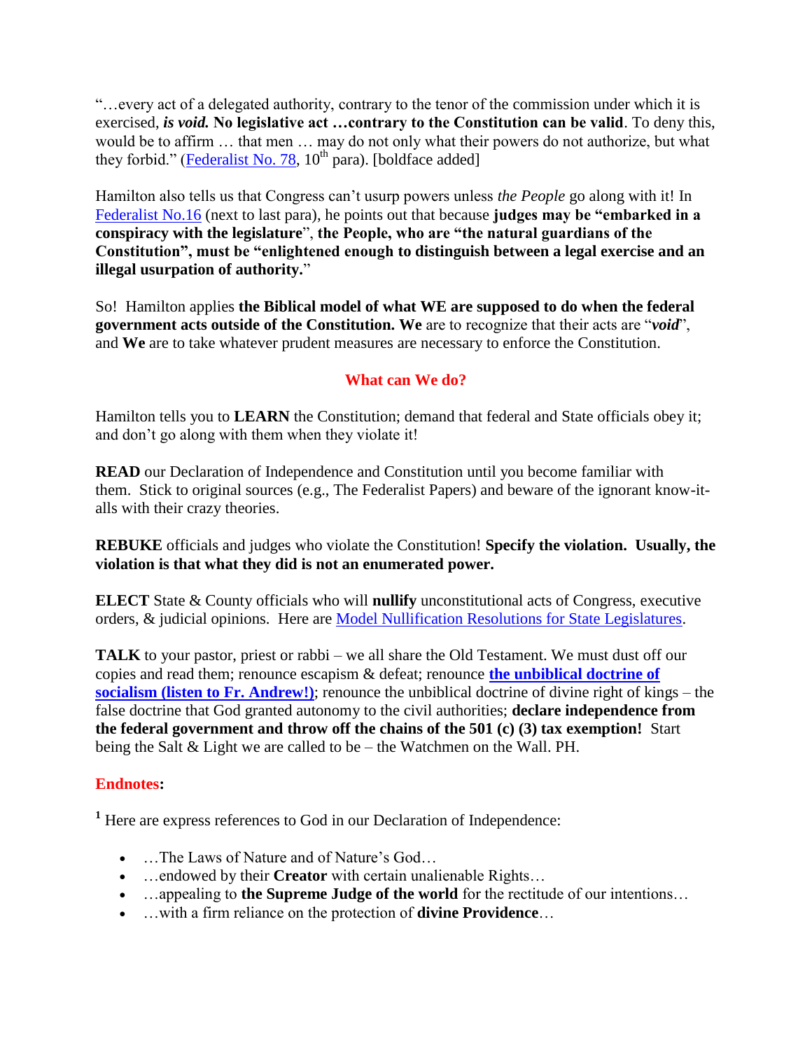"…every act of a delegated authority, contrary to the tenor of the commission under which it is exercised, ***is void.*** **No legislative act …contrary to the Constitution can be valid**. To deny this, would be to affirm … that men … may do not only what their powers do not authorize, but what they forbid." (Federalist No. 78, 10th para). [boldface added]

Hamilton also tells us that Congress can't usurp powers unless *the People* go along with it! In Federalist No.16 (next to last para), he points out that because **judges may be "embarked in a conspiracy with the legislature**", **the People, who are "the natural guardians of the Constitution", must be "enlightened enough to distinguish between a legal exercise and an illegal usurpation of authority.**"

So! Hamilton applies **the Biblical model of what WE are supposed to do when the federal government acts outside of the Constitution. We** are to recognize that their acts are "***void***", and **We** are to take whatever prudent measures are necessary to enforce the Constitution.

## What can We do?

Hamilton tells you to **LEARN** the Constitution; demand that federal and State officials obey it; and don't go along with them when they violate it!

**READ** our Declaration of Independence and Constitution until you become familiar with them. Stick to original sources (e.g., The Federalist Papers) and beware of the ignorant know-it-alls with their crazy theories.

**REBUKE** officials and judges who violate the Constitution! **Specify the violation. Usually, the violation is that what they did is not an enumerated power.**

**ELECT** State & County officials who will **nullify** unconstitutional acts of Congress, executive orders, & judicial opinions. Here are Model Nullification Resolutions for State Legislatures.

**TALK** to your pastor, priest or rabbi – we all share the Old Testament. We must dust off our copies and read them; renounce escapism & defeat; renounce **the unbiblical doctrine of socialism (listen to Fr. Andrew!)**; renounce the unbiblical doctrine of divine right of kings – the false doctrine that God granted autonomy to the civil authorities; **declare independence from the federal government and throw off the chains of the 501 (c) (3) tax exemption!** Start being the Salt & Light we are called to be – the Watchmen on the Wall. PH.

## Endnotes:

[1] Here are express references to God in our Declaration of Independence:

- …The Laws of Nature and of Nature's God…
- …endowed by their **Creator** with certain unalienable Rights…
- …appealing to **the Supreme Judge of the world** for the rectitude of our intentions…
- …with a firm reliance on the protection of **divine Providence**…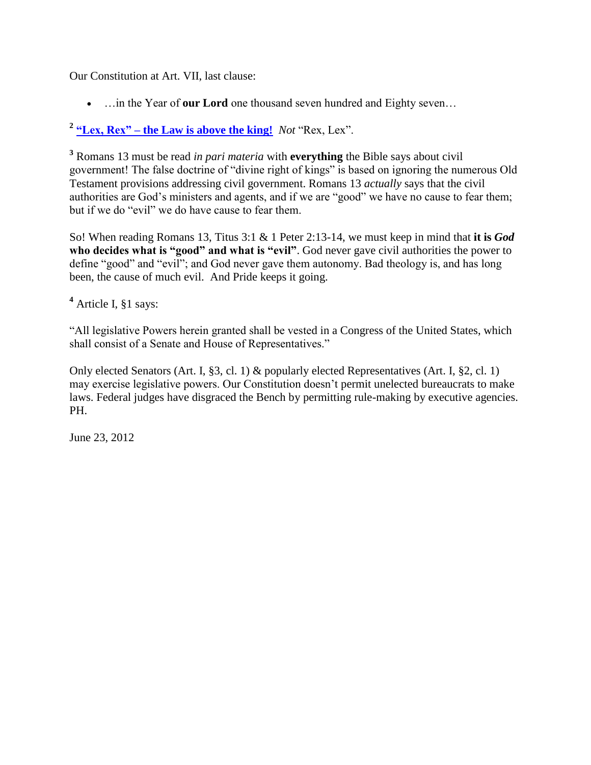Our Constitution at Art. VII, last clause:

- …in the Year of **our Lord** one thousand seven hundred and Eighty seven…

[2] **"Lex, Rex" – the Law is above the king!** *Not* "Rex, Lex".

[3] Romans 13 must be read *in pari materia* with **everything** the Bible says about civil government! The false doctrine of "divine right of kings" is based on ignoring the numerous Old Testament provisions addressing civil government. Romans 13 *actually* says that the civil authorities are God's ministers and agents, and if we are "good" we have no cause to fear them; but if we do "evil" we do have cause to fear them.

So! When reading Romans 13, Titus 3:1 & 1 Peter 2:13-14, we must keep in mind that **it is *God* who decides what is "good" and what is "evil"**. God never gave civil authorities the power to define "good" and "evil"; and God never gave them autonomy. Bad theology is, and has long been, the cause of much evil. And Pride keeps it going.

[4] Article I, §1 says:

"All legislative Powers herein granted shall be vested in a Congress of the United States, which shall consist of a Senate and House of Representatives."

Only elected Senators (Art. I, §3, cl. 1) & popularly elected Representatives (Art. I, §2, cl. 1) may exercise legislative powers. Our Constitution doesn't permit unelected bureaucrats to make laws. Federal judges have disgraced the Bench by permitting rule-making by executive agencies. PH.

June 23, 2012